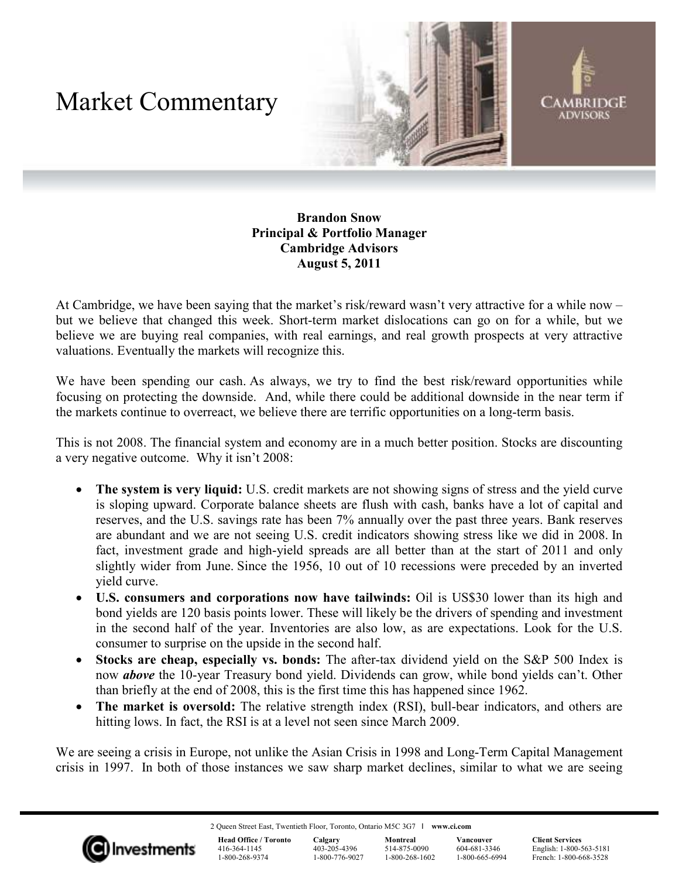# Market Commentary

**Brandon Snow**
**Principal & Portfolio Manager**
**Cambridge Advisors**
**August 5, 2011**

At Cambridge, we have been saying that the market's risk/reward wasn't very attractive for a while now – but we believe that changed this week. Short-term market dislocations can go on for a while, but we believe we are buying real companies, with real earnings, and real growth prospects at very attractive valuations. Eventually the markets will recognize this.

We have been spending our cash. As always, we try to find the best risk/reward opportunities while focusing on protecting the downside. And, while there could be additional downside in the near term if the markets continue to overreact, we believe there are terrific opportunities on a long-term basis.

This is not 2008. The financial system and economy are in a much better position. Stocks are discounting a very negative outcome. Why it isn't 2008:

- **The system is very liquid:** U.S. credit markets are not showing signs of stress and the yield curve is sloping upward. Corporate balance sheets are flush with cash, banks have a lot of capital and reserves, and the U.S. savings rate has been 7% annually over the past three years. Bank reserves are abundant and we are not seeing U.S. credit indicators showing stress like we did in 2008. In fact, investment grade and high-yield spreads are all better than at the start of 2011 and only slightly wider from June. Since the 1956, 10 out of 10 recessions were preceded by an inverted yield curve.
- **U.S. consumers and corporations now have tailwinds:** Oil is US$30 lower than its high and bond yields are 120 basis points lower. These will likely be the drivers of spending and investment in the second half of the year. Inventories are also low, as are expectations. Look for the U.S. consumer to surprise on the upside in the second half.
- **Stocks are cheap, especially vs. bonds:** The after-tax dividend yield on the S&P 500 Index is now ***above*** the 10-year Treasury bond yield. Dividends can grow, while bond yields can't. Other than briefly at the end of 2008, this is the first time this has happened since 1962.
- **The market is oversold:** The relative strength index (RSI), bull-bear indicators, and others are hitting lows. In fact, the RSI is at a level not seen since March 2009.

We are seeing a crisis in Europe, not unlike the Asian Crisis in 1998 and Long-Term Capital Management crisis in 1997. In both of those instances we saw sharp market declines, similar to what we are seeing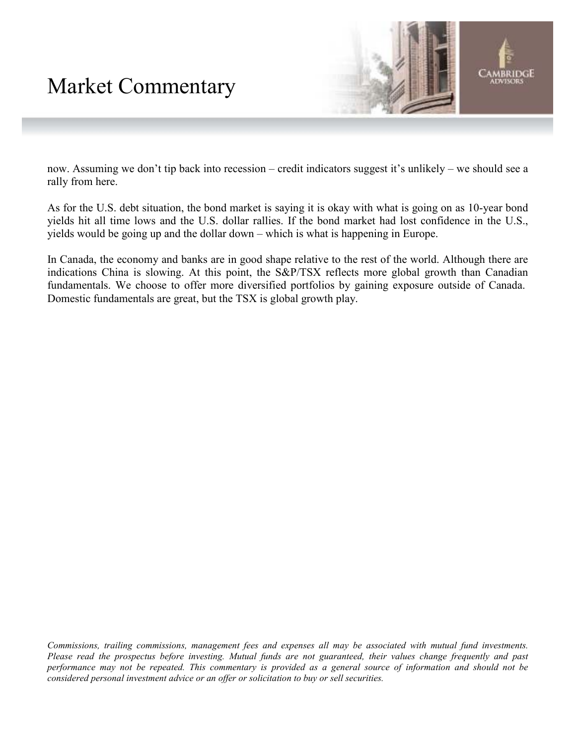now. Assuming we don't tip back into recession – credit indicators suggest it's unlikely – we should see a rally from here.

As for the U.S. debt situation, the bond market is saying it is okay with what is going on as 10-year bond yields hit all time lows and the U.S. dollar rallies. If the bond market had lost confidence in the U.S., yields would be going up and the dollar down – which is what is happening in Europe.

In Canada, the economy and banks are in good shape relative to the rest of the world. Although there are indications China is slowing. At this point, the S&P/TSX reflects more global growth than Canadian fundamentals. We choose to offer more diversified portfolios by gaining exposure outside of Canada. Domestic fundamentals are great, but the TSX is global growth play.

*Commissions, trailing commissions, management fees and expenses all may be associated with mutual fund investments. Please read the prospectus before investing. Mutual funds are not guaranteed, their values change frequently and past performance may not be repeated. This commentary is provided as a general source of information and should not be considered personal investment advice or an offer or solicitation to buy or sell securities.*